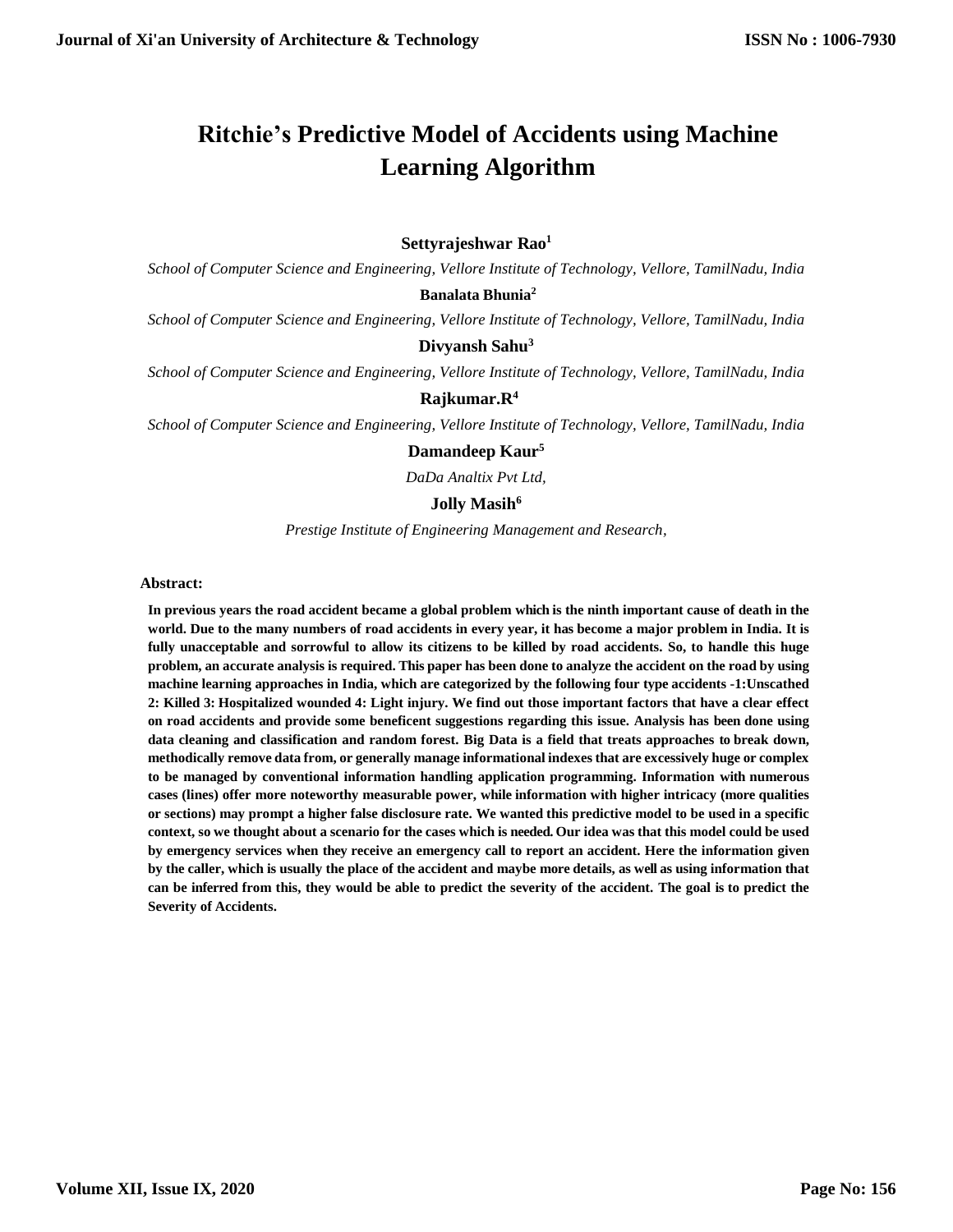# Ritchie's Predictive Model of Accidents using Machine Learning Algorithm

**Settyrajeshwar Rao**[1]

*School of Computer Science and Engineering, Vellore Institute of Technology, Vellore, TamilNadu, India*

**Banalata Bhunia**[2]

*School of Computer Science and Engineering, Vellore Institute of Technology, Vellore, TamilNadu, India*

**Divyansh Sahu**[3]

*School of Computer Science and Engineering, Vellore Institute of Technology, Vellore, TamilNadu, India*

**Rajkumar.R**[4]

*School of Computer Science and Engineering, Vellore Institute of Technology, Vellore, TamilNadu, India*

**Damandeep Kaur**[5]

*DaDa Analtix Pvt Ltd,*

**Jolly Masih**[6]

*Prestige Institute of Engineering Management and Research,*

**Abstract:**

**In previous years the road accident became a global problem which is the ninth important cause of death in the world. Due to the many numbers of road accidents in every year, it has become a major problem in India. It is fully unacceptable and sorrowful to allow its citizens to be killed by road accidents. So, to handle this huge problem, an accurate analysis is required. This paper has been done to analyze the accident on the road by using machine learning approaches in India, which are categorized by the following four type accidents -1:Unscathed 2: Killed 3: Hospitalized wounded 4: Light injury. We find out those important factors that have a clear effect on road accidents and provide some beneficent suggestions regarding this issue. Analysis has been done using data cleaning and classification and random forest. Big Data is a field that treats approaches to break down, methodically remove data from, or generally manage informational indexes that are excessively huge or complex to be managed by conventional information handling application programming. Information with numerous cases (lines) offer more noteworthy measurable power, while information with higher intricacy (more qualities or sections) may prompt a higher false disclosure rate. We wanted this predictive model to be used in a specific context, so we thought about a scenario for the cases which is needed. Our idea was that this model could be used by emergency services when they receive an emergency call to report an accident. Here the information given by the caller, which is usually the place of the accident and maybe more details, as well as using information that can be inferred from this, they would be able to predict the severity of the accident. The goal is to predict the Severity of Accidents.**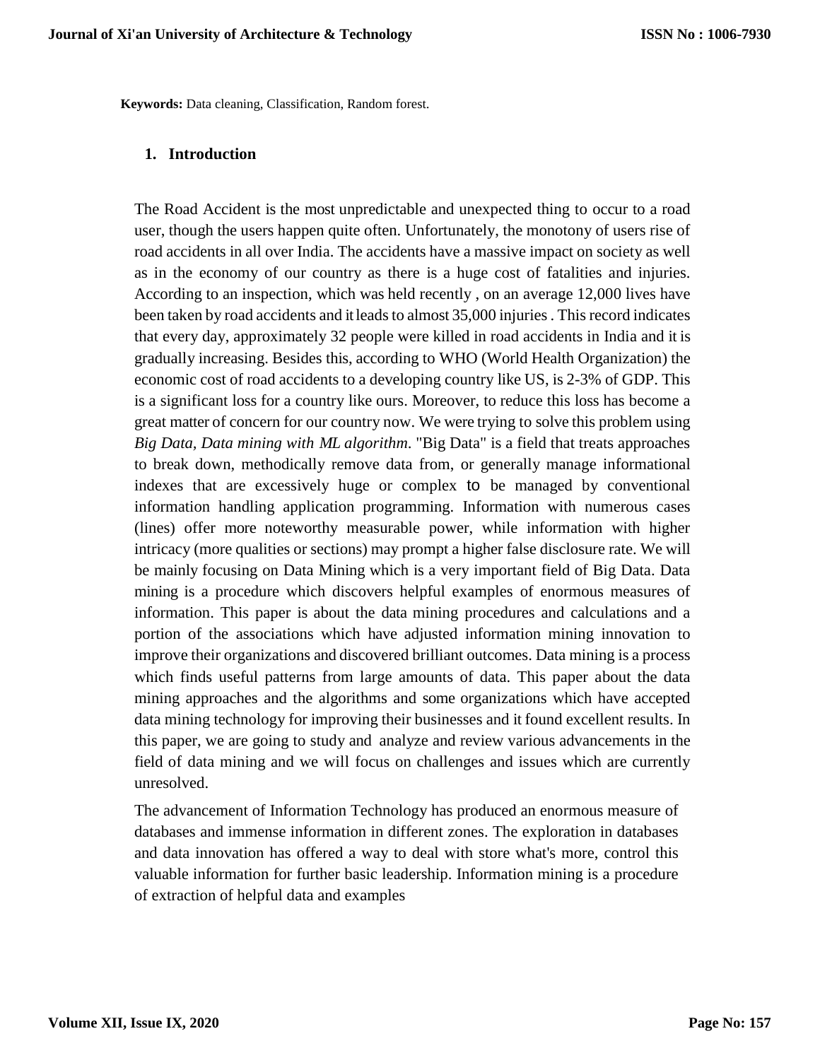**Keywords:** Data cleaning, Classification, Random forest.

## 1. Introduction

The Road Accident is the most unpredictable and unexpected thing to occur to a road user, though the users happen quite often. Unfortunately, the monotony of users rise of road accidents in all over India. The accidents have a massive impact on society as well as in the economy of our country as there is a huge cost of fatalities and injuries. According to an inspection, which was held recently , on an average 12,000 lives have been taken by road accidents and it leads to almost 35,000 injuries . This record indicates that every day, approximately 32 people were killed in road accidents in India and it is gradually increasing. Besides this, according to WHO (World Health Organization) the economic cost of road accidents to a developing country like US, is 2-3% of GDP. This is a significant loss for a country like ours. Moreover, to reduce this loss has become a great matter of concern for our country now. We were trying to solve this problem using *Big Data, Data mining with ML algorithm.* "Big Data" is a field that treats approaches to break down, methodically remove data from, or generally manage informational indexes that are excessively huge or complex to be managed by conventional information handling application programming. Information with numerous cases (lines) offer more noteworthy measurable power, while information with higher intricacy (more qualities or sections) may prompt a higher false disclosure rate. We will be mainly focusing on Data Mining which is a very important field of Big Data. Data mining is a procedure which discovers helpful examples of enormous measures of information. This paper is about the data mining procedures and calculations and a portion of the associations which have adjusted information mining innovation to improve their organizations and discovered brilliant outcomes. Data mining is a process which finds useful patterns from large amounts of data. This paper about the data mining approaches and the algorithms and some organizations which have accepted data mining technology for improving their businesses and it found excellent results. In this paper, we are going to study and analyze and review various advancements in the field of data mining and we will focus on challenges and issues which are currently unresolved.

The advancement of Information Technology has produced an enormous measure of databases and immense information in different zones. The exploration in databases and data innovation has offered a way to deal with store what's more, control this valuable information for further basic leadership. Information mining is a procedure of extraction of helpful data and examples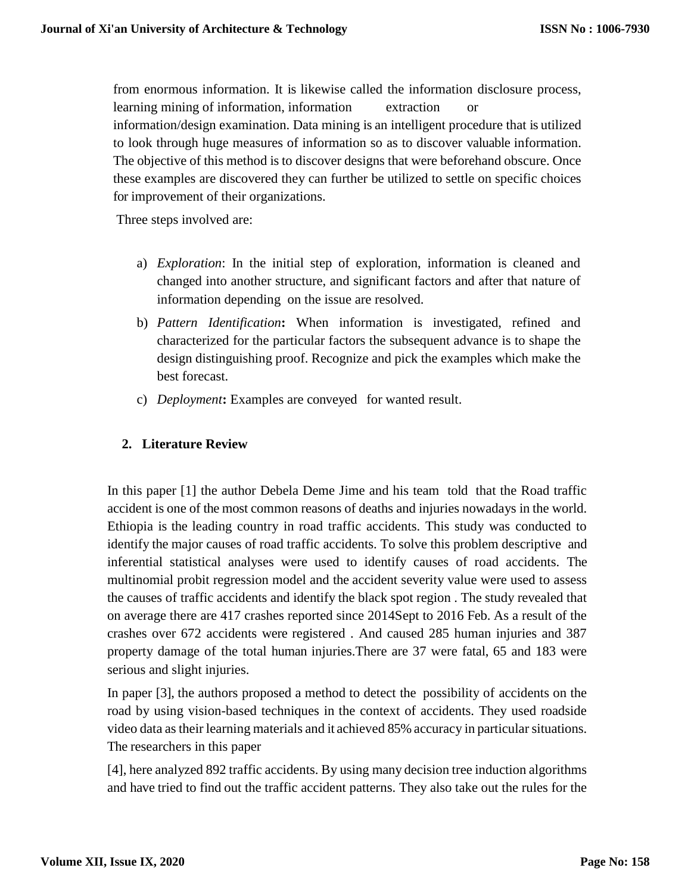from enormous information. It is likewise called the information disclosure process, learning mining of information, information extraction or information/design examination. Data mining is an intelligent procedure that is utilized to look through huge measures of information so as to discover valuable information. The objective of this method is to discover designs that were beforehand obscure. Once these examples are discovered they can further be utilized to settle on specific choices for improvement of their organizations.

Three steps involved are:

a) *Exploration*: In the initial step of exploration, information is cleaned and changed into another structure, and significant factors and after that nature of information depending on the issue are resolved.

b) *Pattern Identification*: When information is investigated, refined and characterized for the particular factors the subsequent advance is to shape the design distinguishing proof. Recognize and pick the examples which make the best forecast.

c) *Deployment*: Examples are conveyed for wanted result.

## 2. Literature Review

In this paper [1] the author Debela Deme Jime and his team told that the Road traffic accident is one of the most common reasons of deaths and injuries nowadays in the world. Ethiopia is the leading country in road traffic accidents. This study was conducted to identify the major causes of road traffic accidents. To solve this problem descriptive and inferential statistical analyses were used to identify causes of road accidents. The multinomial probit regression model and the accident severity value were used to assess the causes of traffic accidents and identify the black spot region . The study revealed that on average there are 417 crashes reported since 2014Sept to 2016 Feb. As a result of the crashes over 672 accidents were registered . And caused 285 human injuries and 387 property damage of the total human injuries.There are 37 were fatal, 65 and 183 were serious and slight injuries.

In paper [3], the authors proposed a method to detect the possibility of accidents on the road by using vision-based techniques in the context of accidents. They used roadside video data as their learning materials and it achieved 85% accuracy in particular situations. The researchers in this paper

[4], here analyzed 892 traffic accidents. By using many decision tree induction algorithms and have tried to find out the traffic accident patterns. They also take out the rules for the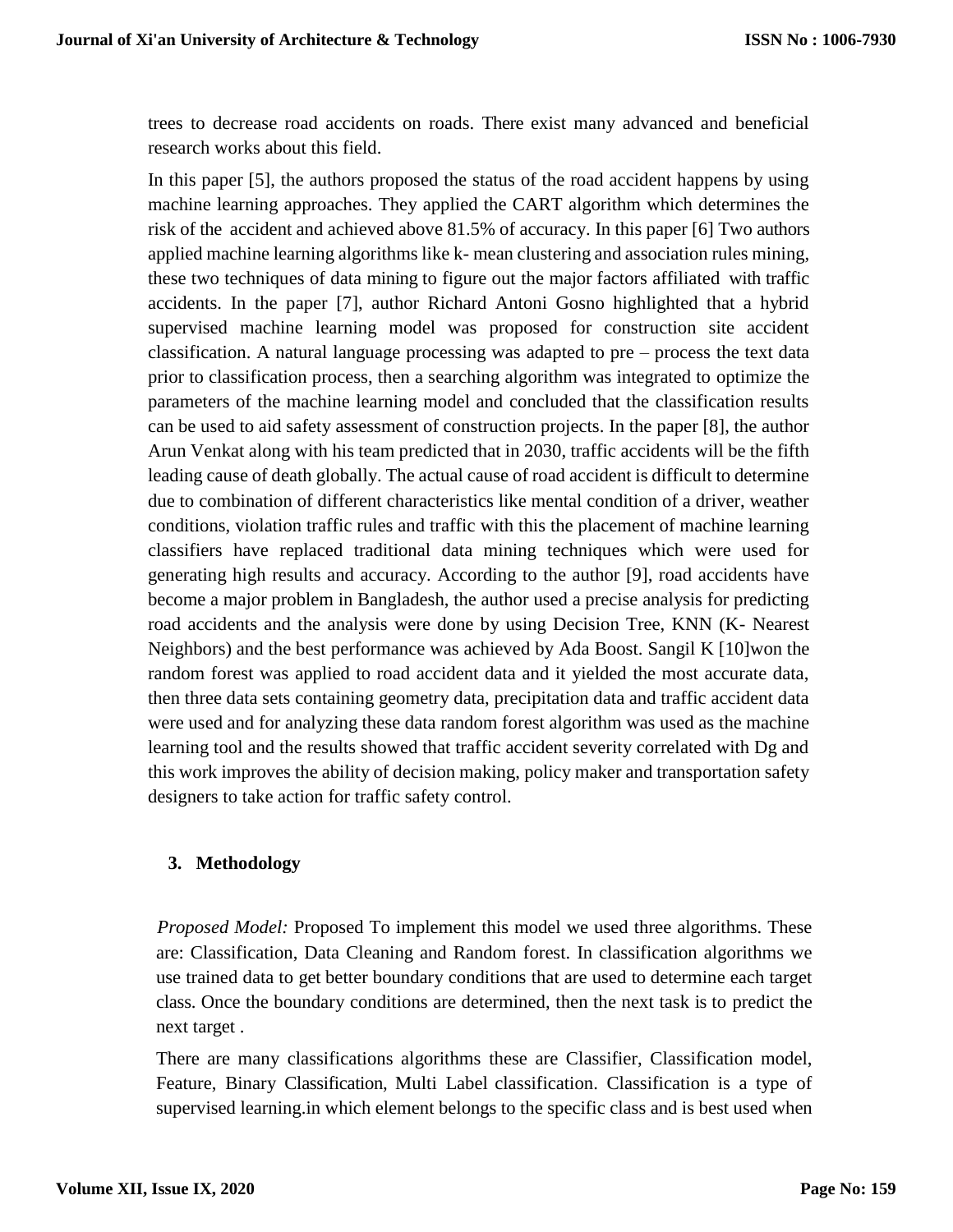trees to decrease road accidents on roads. There exist many advanced and beneficial research works about this field.

In this paper [5], the authors proposed the status of the road accident happens by using machine learning approaches. They applied the CART algorithm which determines the risk of the accident and achieved above 81.5% of accuracy. In this paper [6] Two authors applied machine learning algorithms like k- mean clustering and association rules mining, these two techniques of data mining to figure out the major factors affiliated with traffic accidents. In the paper [7], author Richard Antoni Gosno highlighted that a hybrid supervised machine learning model was proposed for construction site accident classification. A natural language processing was adapted to pre – process the text data prior to classification process, then a searching algorithm was integrated to optimize the parameters of the machine learning model and concluded that the classification results can be used to aid safety assessment of construction projects. In the paper [8], the author Arun Venkat along with his team predicted that in 2030, traffic accidents will be the fifth leading cause of death globally. The actual cause of road accident is difficult to determine due to combination of different characteristics like mental condition of a driver, weather conditions, violation traffic rules and traffic with this the placement of machine learning classifiers have replaced traditional data mining techniques which were used for generating high results and accuracy. According to the author [9], road accidents have become a major problem in Bangladesh, the author used a precise analysis for predicting road accidents and the analysis were done by using Decision Tree, KNN (K- Nearest Neighbors) and the best performance was achieved by Ada Boost. Sangil K [10]won the random forest was applied to road accident data and it yielded the most accurate data, then three data sets containing geometry data, precipitation data and traffic accident data were used and for analyzing these data random forest algorithm was used as the machine learning tool and the results showed that traffic accident severity correlated with Dg and this work improves the ability of decision making, policy maker and transportation safety designers to take action for traffic safety control.

## 3. Methodology

*Proposed Model:* Proposed To implement this model we used three algorithms. These are: Classification, Data Cleaning and Random forest. In classification algorithms we use trained data to get better boundary conditions that are used to determine each target class. Once the boundary conditions are determined, then the next task is to predict the next target .

There are many classifications algorithms these are Classifier, Classification model, Feature, Binary Classification, Multi Label classification. Classification is a type of supervised learning.in which element belongs to the specific class and is best used when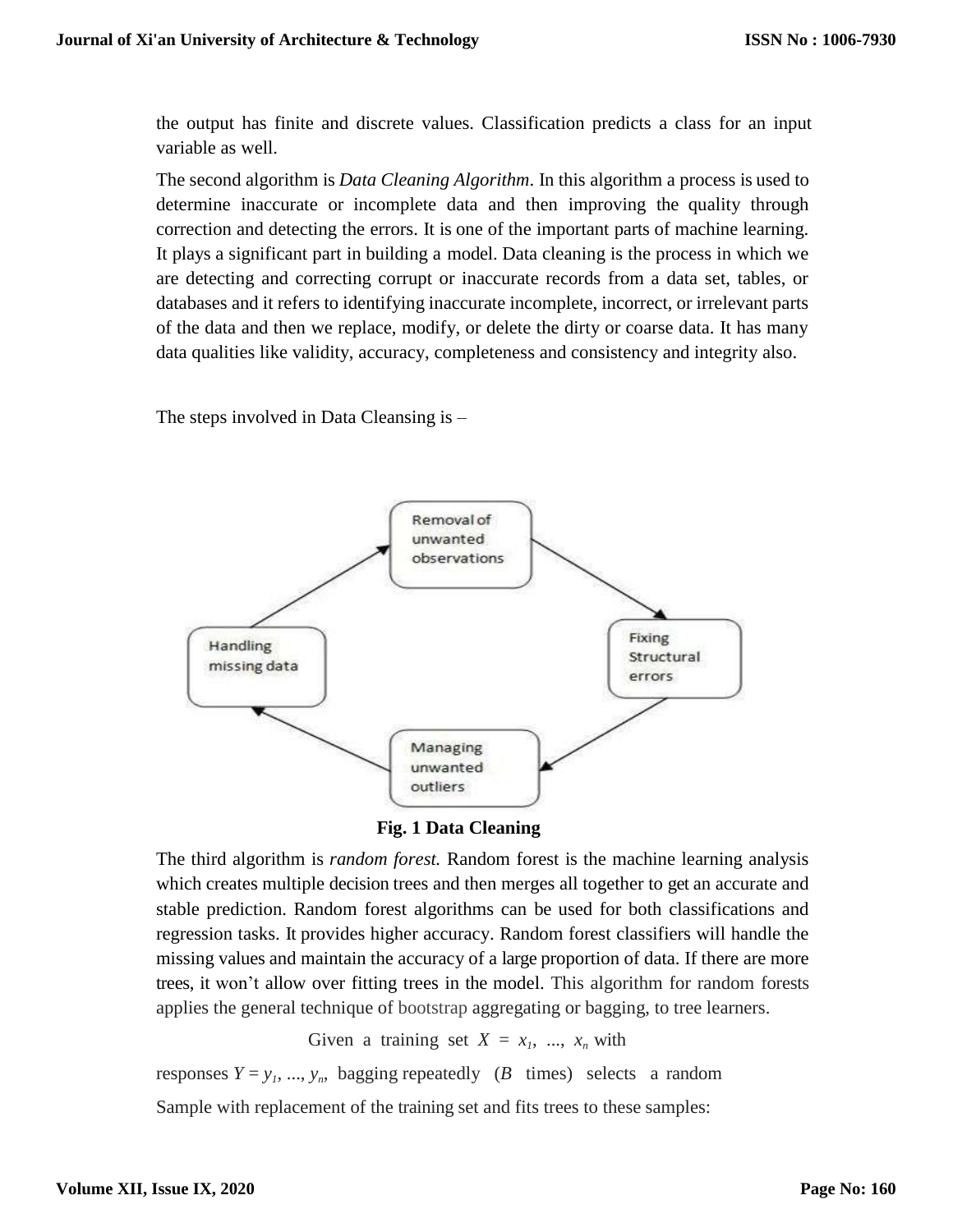the output has finite and discrete values. Classification predicts a class for an input variable as well.

The second algorithm is *Data Cleaning Algorithm*. In this algorithm a process is used to determine inaccurate or incomplete data and then improving the quality through correction and detecting the errors. It is one of the important parts of machine learning. It plays a significant part in building a model. Data cleaning is the process in which we are detecting and correcting corrupt or inaccurate records from a data set, tables, or databases and it refers to identifying inaccurate incomplete, incorrect, or irrelevant parts of the data and then we replace, modify, or delete the dirty or coarse data. It has many data qualities like validity, accuracy, completeness and consistency and integrity also.

The steps involved in Data Cleansing is –

**Fig. 1 Data Cleaning**

The third algorithm is *random forest.* Random forest is the machine learning analysis which creates multiple decision trees and then merges all together to get an accurate and stable prediction. Random forest algorithms can be used for both classifications and regression tasks. It provides higher accuracy. Random forest classifiers will handle the missing values and maintain the accuracy of a large proportion of data. If there are more trees, it won't allow over fitting trees in the model. This algorithm for random forests applies the general technique of bootstrap aggregating or bagging, to tree learners.

Given a training set $X = x_1, ..., x_n$ with responses $Y = y_1, ..., y_n$, bagging repeatedly ($B$ times) selects a random Sample with replacement of the training set and fits trees to these samples: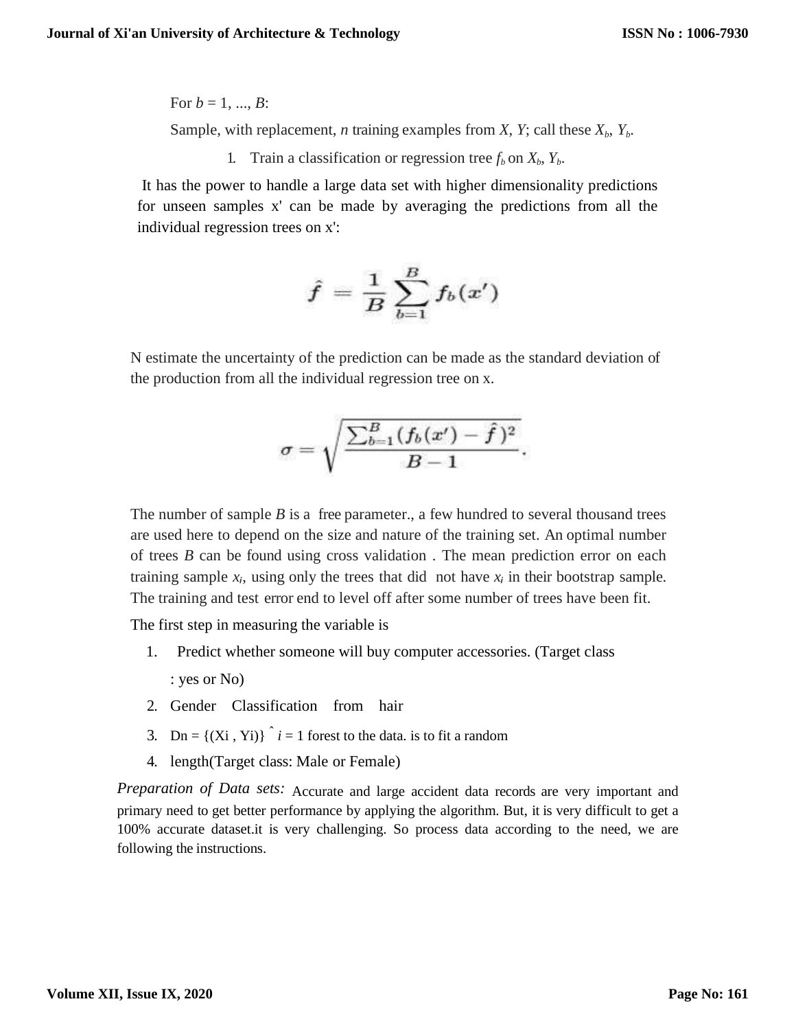For $b = 1, ..., B$:

Sample, with replacement, $n$ training examples from $X$, $Y$; call these $X_b$, $Y_b$.

1. Train a classification or regression tree $f_b$ on $X_b$, $Y_b$.

It has the power to handle a large data set with higher dimensionality predictions for unseen samples x' can be made by averaging the predictions from all the individual regression trees on x':

$$\hat{f} = \frac{1}{B} \sum_{b=1}^{B} f_b(x')$$

N estimate the uncertainty of the prediction can be made as the standard deviation of the production from all the individual regression tree on x.

$$\sigma = \sqrt{\frac{\sum_{b=1}^{B} (f_b(x') - \hat{f})^2}{B-1}}.$$

The number of sample $B$ is a free parameter., a few hundred to several thousand trees are used here to depend on the size and nature of the training set. An optimal number of trees $B$ can be found using cross validation . The mean prediction error on each training sample $x_i$, using only the trees that did not have $x_i$ in their bootstrap sample. The training and test error end to level off after some number of trees have been fit.

The first step in measuring the variable is

1. Predict whether someone will buy computer accessories. (Target class : yes or No)
2. Gender Classification from hair
3. Dn = {(Xi , Yi)} ˆ $i$ = 1 forest to the data. is to fit a random
4. length(Target class: Male or Female)

*Preparation of Data sets:* Accurate and large accident data records are very important and primary need to get better performance by applying the algorithm. But, it is very difficult to get a 100% accurate dataset.it is very challenging. So process data according to the need, we are following the instructions.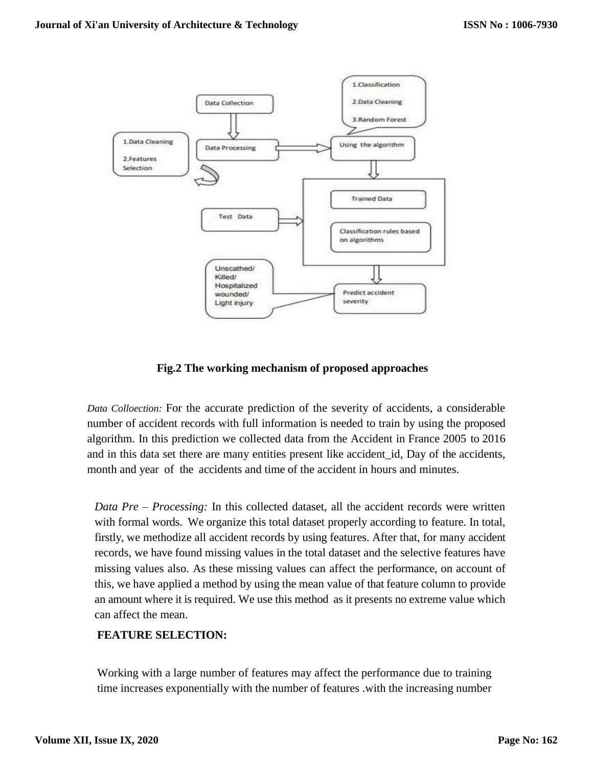**Fig.2 The working mechanism of proposed approaches**

*Data Colloection:* For the accurate prediction of the severity of accidents, a considerable number of accident records with full information is needed to train by using the proposed algorithm. In this prediction we collected data from the Accident in France 2005 to 2016 and in this data set there are many entities present like accident_id, Day of the accidents, month and year of the accidents and time of the accident in hours and minutes.

*Data Pre – Processing:* In this collected dataset, all the accident records were written with formal words. We organize this total dataset properly according to feature. In total, firstly, we methodize all accident records by using features. After that, for many accident records, we have found missing values in the total dataset and the selective features have missing values also. As these missing values can affect the performance, on account of this, we have applied a method by using the mean value of that feature column to provide an amount where it is required. We use this method as it presents no extreme value which can affect the mean.

**FEATURE SELECTION:**

Working with a large number of features may affect the performance due to training time increases exponentially with the number of features .with the increasing number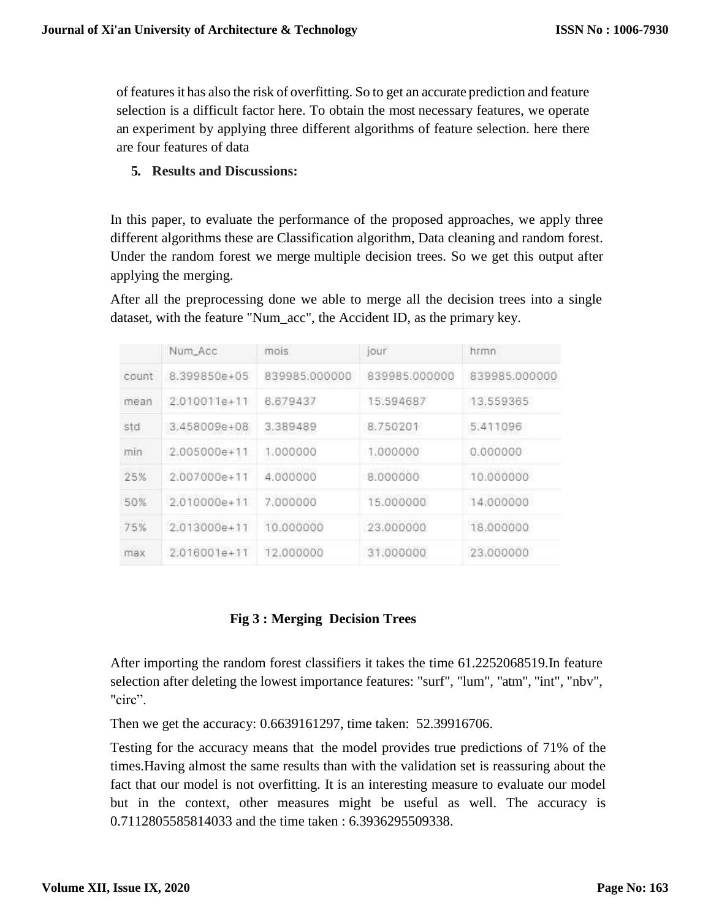of features it has also the risk of overfitting. So to get an accurate prediction and feature selection is a difficult factor here. To obtain the most necessary features, we operate an experiment by applying three different algorithms of feature selection. here there are four features of data

## 5. Results and Discussions:

In this paper, to evaluate the performance of the proposed approaches, we apply three different algorithms these are Classification algorithm, Data cleaning and random forest. Under the random forest we merge multiple decision trees. So we get this output after applying the merging.

After all the preprocessing done we able to merge all the decision trees into a single dataset, with the feature "Num_acc", the Accident ID, as the primary key.

| | Num_Acc | mois | jour | hrmn |
|---|---|---|---|---|
| count | 8.399850e+05 | 839985.000000 | 839985.000000 | 839985.000000 |
| mean | 2.010011e+11 | 6.679437 | 15.594687 | 13.559365 |
| std | 3.458009e+08 | 3.389489 | 8.750201 | 5.411096 |
| min | 2.005000e+11 | 1.000000 | 1.000000 | 0.000000 |
| 25% | 2.007000e+11 | 4.000000 | 8.000000 | 10.000000 |
| 50% | 2.010000e+11 | 7.000000 | 15.000000 | 14.000000 |
| 75% | 2.013000e+11 | 10.000000 | 23.000000 | 18.000000 |
| max | 2.016001e+11 | 12.000000 | 31.000000 | 23.000000 |

**Fig 3 : Merging Decision Trees**

After importing the random forest classifiers it takes the time 61.2252068519.In feature selection after deleting the lowest importance features: "surf", "lum", "atm", "int", "nbv", "circ".

Then we get the accuracy: 0.6639161297, time taken: 52.39916706.

Testing for the accuracy means that the model provides true predictions of 71% of the times.Having almost the same results than with the validation set is reassuring about the fact that our model is not overfitting. It is an interesting measure to evaluate our model but in the context, other measures might be useful as well. The accuracy is 0.7112805585814033 and the time taken : 6.3936295509338.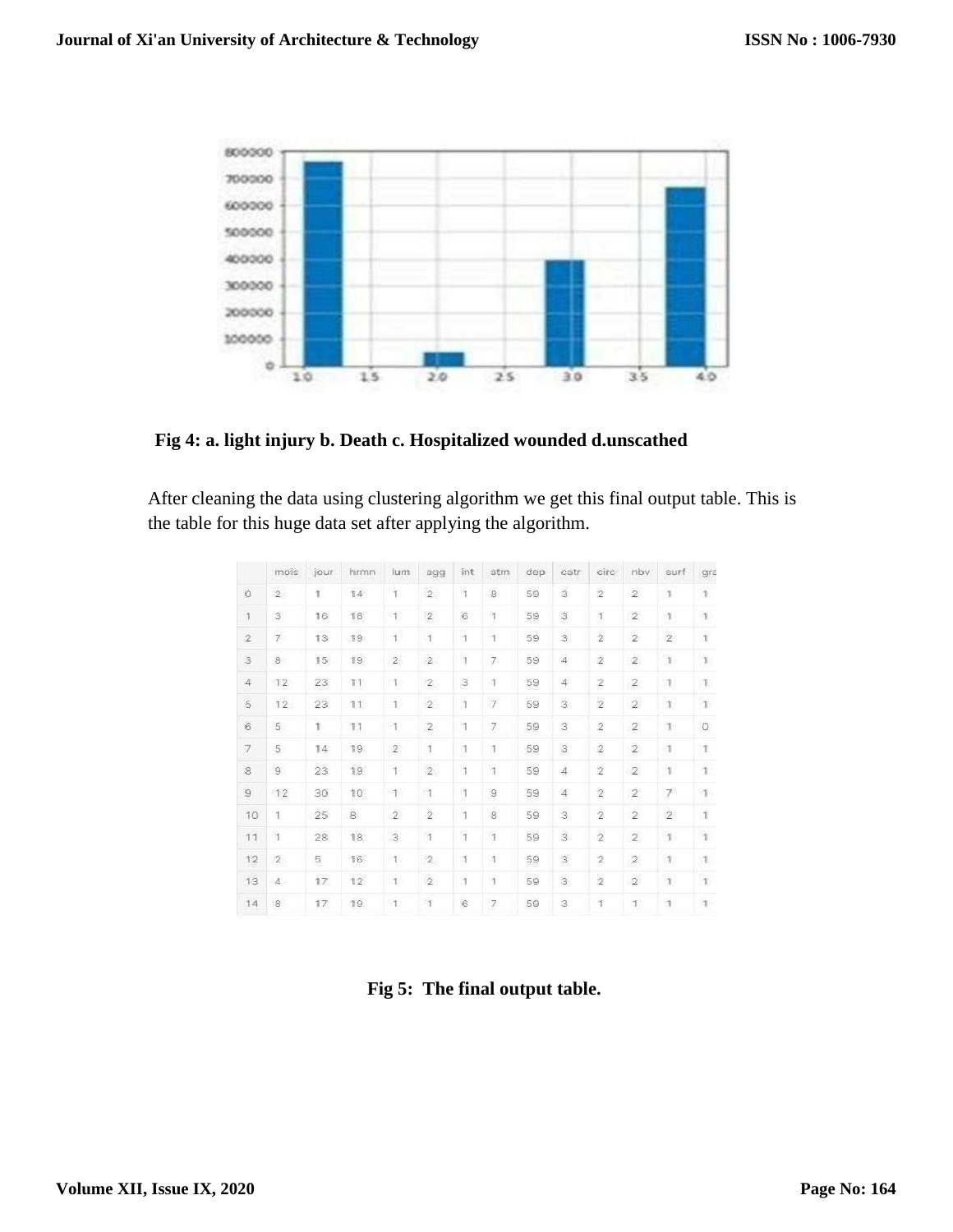**Fig 4: a. light injury b. Death c. Hospitalized wounded d.unscathed**

After cleaning the data using clustering algorithm we get this final output table. This is the table for this huge data set after applying the algorithm.

| | mois | jour | hrmn | lum | agg | int | atm | dep | catr | circ | nbv | surf | gra |
|---|---|---|---|---|---|---|---|---|---|---|---|---|---|
| 0 | 2 | 1 | 14 | 1 | 2 | 1 | 8 | 59 | 3 | 2 | 2 | 1 | 1 |
| 1 | 3 | 16 | 18 | 1 | 2 | 6 | 1 | 59 | 3 | 1 | 2 | 1 | 1 |
| 2 | 7 | 13 | 19 | 1 | 1 | 1 | 1 | 59 | 3 | 2 | 2 | 2 | 1 |
| 3 | 8 | 15 | 19 | 2 | 2 | 1 | 7 | 59 | 4 | 2 | 2 | 1 | 1 |
| 4 | 12 | 23 | 11 | 1 | 2 | 3 | 1 | 59 | 4 | 2 | 2 | 1 | 1 |
| 5 | 12 | 23 | 11 | 1 | 2 | 1 | 7 | 59 | 3 | 2 | 2 | 1 | 1 |
| 6 | 5 | 1 | 11 | 1 | 2 | 1 | 7 | 59 | 3 | 2 | 2 | 1 | 0 |
| 7 | 5 | 14 | 19 | 2 | 1 | 1 | 1 | 59 | 3 | 2 | 2 | 1 | 1 |
| 8 | 9 | 23 | 19 | 1 | 2 | 1 | 1 | 59 | 4 | 2 | 2 | 1 | 1 |
| 9 | 12 | 30 | 10 | 1 | 1 | 1 | 9 | 59 | 4 | 2 | 2 | 7 | 1 |
| 10 | 1 | 25 | 8 | 2 | 2 | 1 | 8 | 59 | 3 | 2 | 2 | 2 | 1 |
| 11 | 1 | 28 | 18 | 3 | 1 | 1 | 1 | 59 | 3 | 2 | 2 | 1 | 1 |
| 12 | 2 | 5 | 16 | 1 | 2 | 1 | 1 | 59 | 3 | 2 | 2 | 1 | 1 |
| 13 | 4 | 17 | 12 | 1 | 2 | 1 | 1 | 59 | 3 | 2 | 2 | 1 | 1 |
| 14 | 8 | 17 | 19 | 1 | 1 | 6 | 7 | 59 | 3 | 1 | 1 | 1 | 1 |

**Fig 5: The final output table.**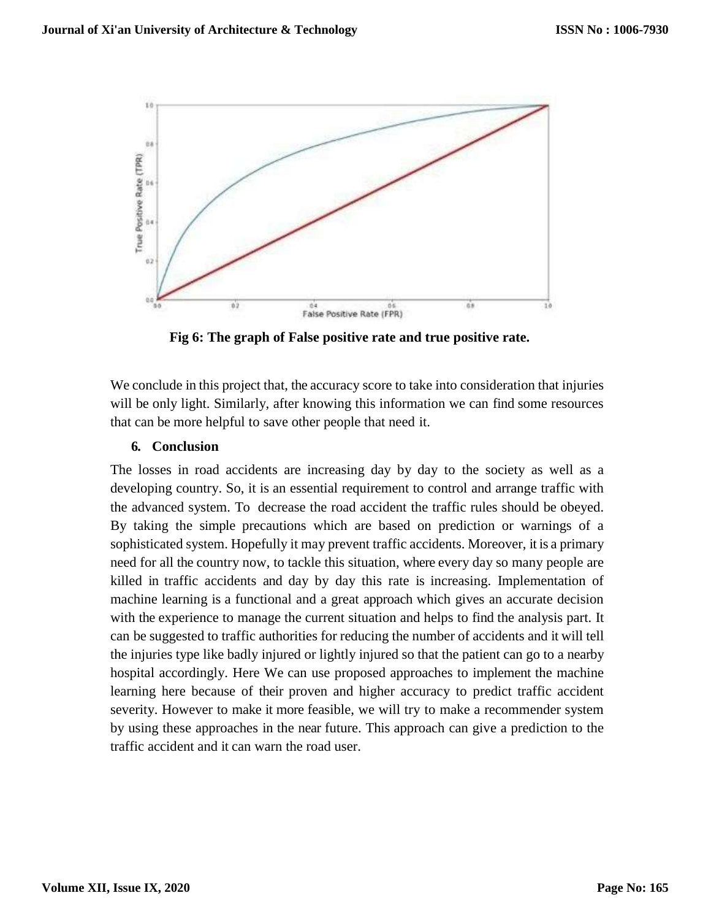**Fig 6: The graph of False positive rate and true positive rate.**

We conclude in this project that, the accuracy score to take into consideration that injuries will be only light. Similarly, after knowing this information we can find some resources that can be more helpful to save other people that need it.

## 6. Conclusion

The losses in road accidents are increasing day by day to the society as well as a developing country. So, it is an essential requirement to control and arrange traffic with the advanced system. To decrease the road accident the traffic rules should be obeyed. By taking the simple precautions which are based on prediction or warnings of a sophisticated system. Hopefully it may prevent traffic accidents. Moreover, it is a primary need for all the country now, to tackle this situation, where every day so many people are killed in traffic accidents and day by day this rate is increasing. Implementation of machine learning is a functional and a great approach which gives an accurate decision with the experience to manage the current situation and helps to find the analysis part. It can be suggested to traffic authorities for reducing the number of accidents and it will tell the injuries type like badly injured or lightly injured so that the patient can go to a nearby hospital accordingly. Here We can use proposed approaches to implement the machine learning here because of their proven and higher accuracy to predict traffic accident severity. However to make it more feasible, we will try to make a recommender system by using these approaches in the near future. This approach can give a prediction to the traffic accident and it can warn the road user.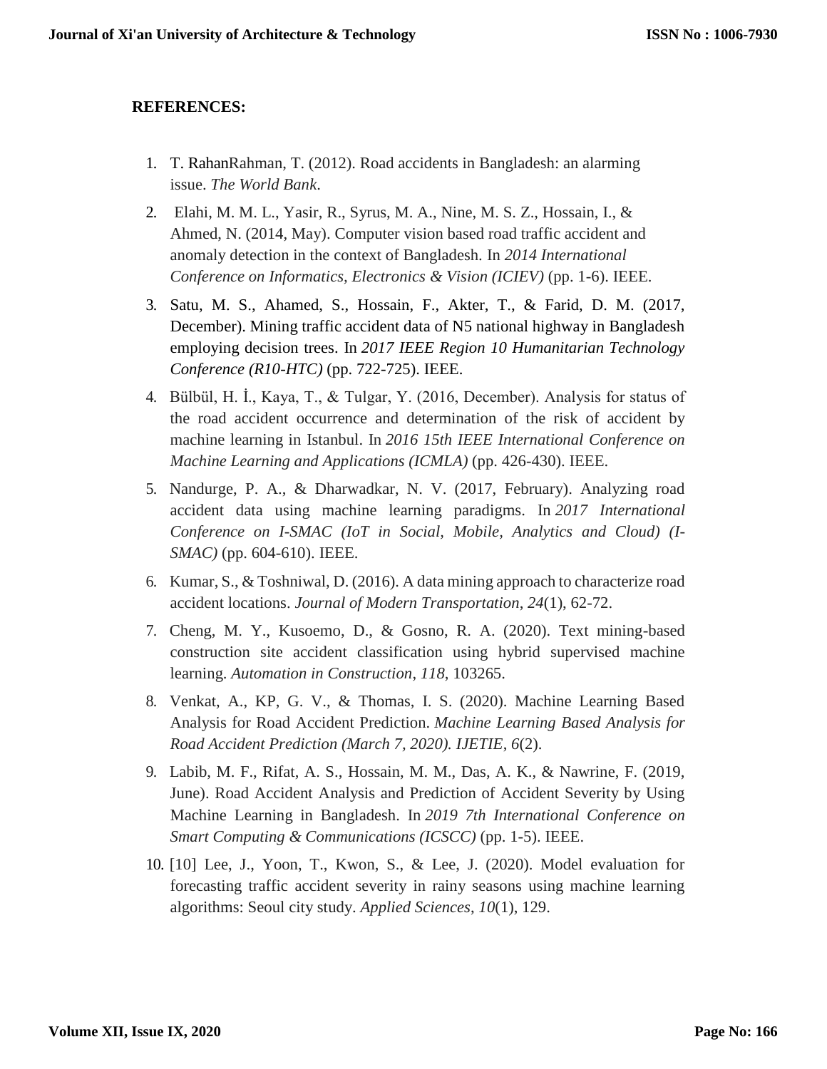**REFERENCES:**

1. T. RahanRahman, T. (2012). Road accidents in Bangladesh: an alarming issue. *The World Bank*.
2. Elahi, M. M. L., Yasir, R., Syrus, M. A., Nine, M. S. Z., Hossain, I., & Ahmed, N. (2014, May). Computer vision based road traffic accident and anomaly detection in the context of Bangladesh. In *2014 International Conference on Informatics, Electronics & Vision (ICIEV)* (pp. 1-6). IEEE.
3. Satu, M. S., Ahamed, S., Hossain, F., Akter, T., & Farid, D. M. (2017, December). Mining traffic accident data of N5 national highway in Bangladesh employing decision trees. In *2017 IEEE Region 10 Humanitarian Technology Conference (R10-HTC)* (pp. 722-725). IEEE.
4. Bülbül, H. İ., Kaya, T., & Tulgar, Y. (2016, December). Analysis for status of the road accident occurrence and determination of the risk of accident by machine learning in Istanbul. In *2016 15th IEEE International Conference on Machine Learning and Applications (ICMLA)* (pp. 426-430). IEEE.
5. Nandurge, P. A., & Dharwadkar, N. V. (2017, February). Analyzing road accident data using machine learning paradigms. In *2017 International Conference on I-SMAC (IoT in Social, Mobile, Analytics and Cloud) (I-SMAC)* (pp. 604-610). IEEE.
6. Kumar, S., & Toshniwal, D. (2016). A data mining approach to characterize road accident locations. *Journal of Modern Transportation*, *24*(1), 62-72.
7. Cheng, M. Y., Kusoemo, D., & Gosno, R. A. (2020). Text mining-based construction site accident classification using hybrid supervised machine learning. *Automation in Construction*, *118*, 103265.
8. Venkat, A., KP, G. V., & Thomas, I. S. (2020). Machine Learning Based Analysis for Road Accident Prediction. *Machine Learning Based Analysis for Road Accident Prediction (March 7, 2020). IJETIE*, *6*(2).
9. Labib, M. F., Rifat, A. S., Hossain, M. M., Das, A. K., & Nawrine, F. (2019, June). Road Accident Analysis and Prediction of Accident Severity by Using Machine Learning in Bangladesh. In *2019 7th International Conference on Smart Computing & Communications (ICSCC)* (pp. 1-5). IEEE.
10. [10] Lee, J., Yoon, T., Kwon, S., & Lee, J. (2020). Model evaluation for forecasting traffic accident severity in rainy seasons using machine learning algorithms: Seoul city study. *Applied Sciences*, *10*(1), 129.